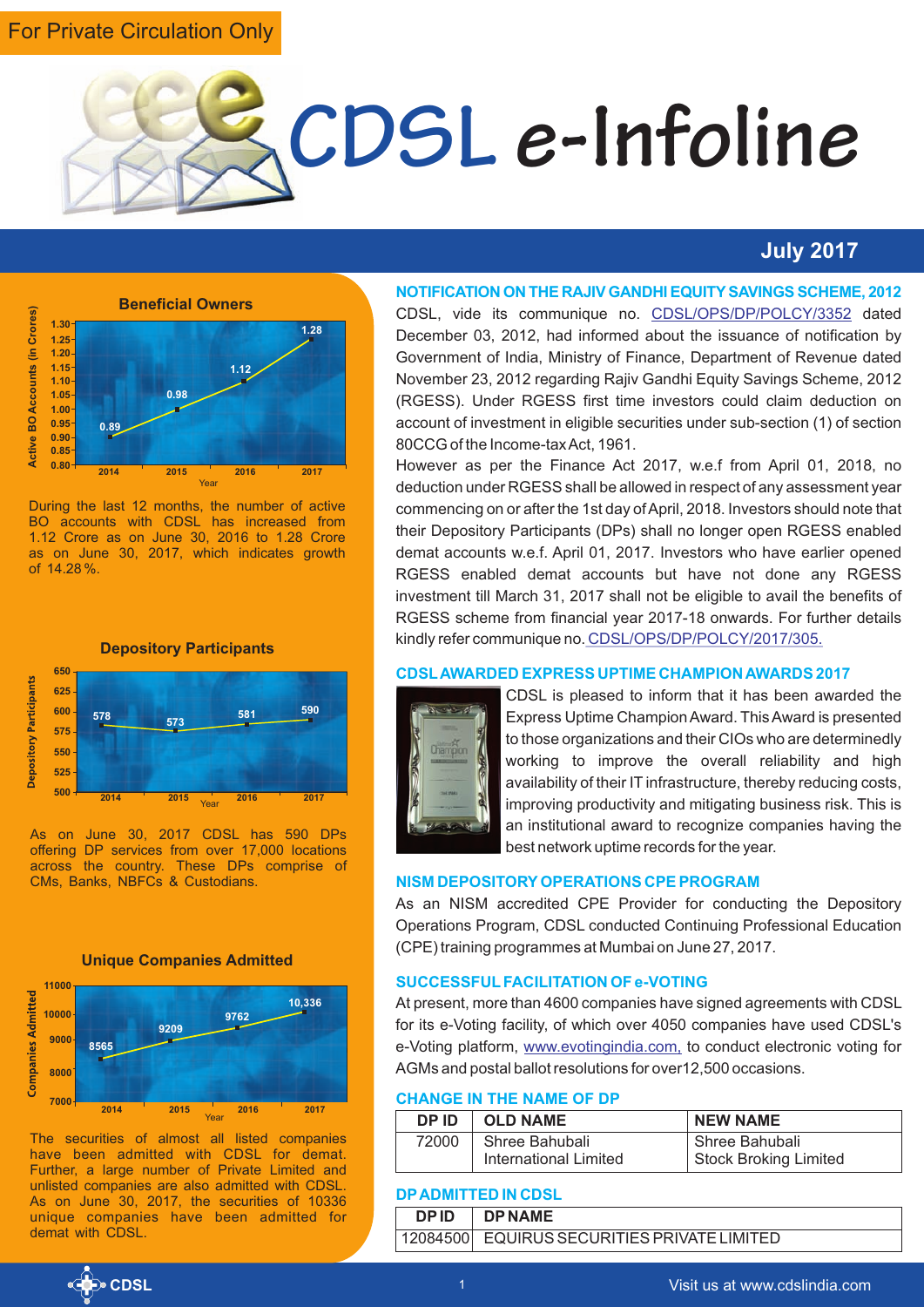For Private Circulation Only

# CDSL e-Infoline

**July 2017**

### Beneficial Owners

| Year | Active BO Accounts (in Crores) |
|---|---|
| 2014 | 0.89 |
| 2015 | 0.98 |
| 2016 | 1.12 |
| 2017 | 1.28 |

During the last 12 months, the number of active BO accounts with CDSL has increased from 1.12 Crore as on June 30, 2016 to 1.28 Crore as on June 30, 2017, which indicates growth of 14.28 %.

### Depository Participants

| Year | Depository Participants |
|---|---|
| 2014 | 578 |
| 2015 | 573 |
| 2016 | 581 |
| 2017 | 590 |

As on June 30, 2017 CDSL has 590 DPs offering DP services from over 17,000 locations across the country. These DPs comprise of CMs, Banks, NBFCs & Custodians.

### Unique Companies Admitted

| Year | Companies Admitted |
|---|---|
| 2014 | 8565 |
| 2015 | 9209 |
| 2016 | 9762 |
| 2017 | 10,336 |

The securities of almost all listed companies have been admitted with CDSL for demat. Further, a large number of Private Limited and unlisted companies are also admitted with CDSL. As on June 30, 2017, the securities of 10336 unique companies have been admitted for demat with CDSL.

## NOTIFICATION ON THE RAJIV GANDHI EQUITY SAVINGS SCHEME, 2012

CDSL, vide its communique no. CDSL/OPS/DP/POLCY/3352 dated December 03, 2012, had informed about the issuance of notification by Government of India, Ministry of Finance, Department of Revenue dated November 23, 2012 regarding Rajiv Gandhi Equity Savings Scheme, 2012 (RGESS). Under RGESS first time investors could claim deduction on account of investment in eligible securities under sub-section (1) of section 80CCG of the Income-tax Act, 1961.

However as per the Finance Act 2017, w.e.f from April 01, 2018, no deduction under RGESS shall be allowed in respect of any assessment year commencing on or after the 1st day of April, 2018. Investors should note that their Depository Participants (DPs) shall no longer open RGESS enabled demat accounts w.e.f. April 01, 2017. Investors who have earlier opened RGESS enabled demat accounts but have not done any RGESS investment till March 31, 2017 shall not be eligible to avail the benefits of RGESS scheme from financial year 2017-18 onwards. For further details kindly refer communique no. CDSL/OPS/DP/POLCY/2017/305.

## CDSL AWARDED EXPRESS UPTIME CHAMPION AWARDS 2017

CDSL is pleased to inform that it has been awarded the Express Uptime Champion Award. This Award is presented to those organizations and their CIOs who are determinedly working to improve the overall reliability and high availability of their IT infrastructure, thereby reducing costs, improving productivity and mitigating business risk. This is an institutional award to recognize companies having the best network uptime records for the year.

## NISM DEPOSITORY OPERATIONS CPE PROGRAM

As an NISM accredited CPE Provider for conducting the Depository Operations Program, CDSL conducted Continuing Professional Education (CPE) training programmes at Mumbai on June 27, 2017.

## SUCCESSFUL FACILITATION OF e-VOTING

At present, more than 4600 companies have signed agreements with CDSL for its e-Voting facility, of which over 4050 companies have used CDSL's e-Voting platform, www.evotingindia.com, to conduct electronic voting for AGMs and postal ballot resolutions for over12,500 occasions.

## CHANGE IN THE NAME OF DP

| DP ID | OLD NAME | NEW NAME |
|---|---|---|
| 72000 | Shree Bahubali International Limited | Shree Bahubali Stock Broking Limited |

## DP ADMITTED IN CDSL

| DP ID | DP NAME |
|---|---|
| 12084500 | EQUIRUS SECURITIES PRIVATE LIMITED |

Visit us at www.cdslindia.com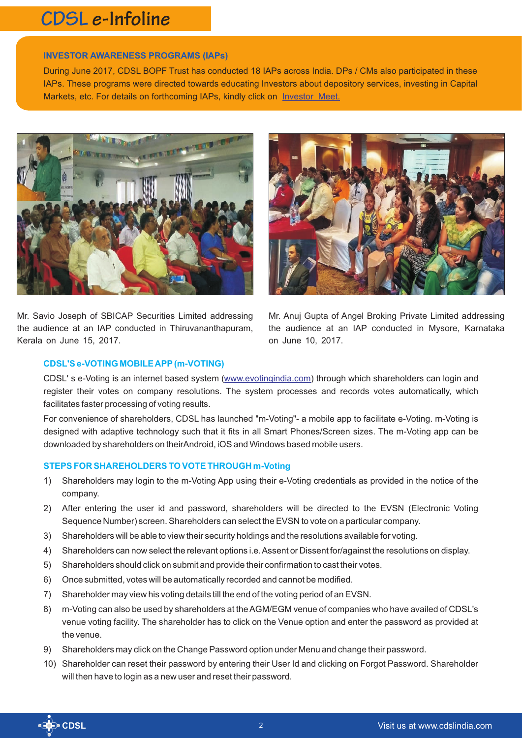## INVESTOR AWARENESS PROGRAMS (IAPs)

During June 2017, CDSL BOPF Trust has conducted 18 IAPs across India. DPs / CMs also participated in these IAPs. These programs were directed towards educating Investors about depository services, investing in Capital Markets, etc. For details on forthcoming IAPs, kindly click on Investor Meet.

Mr. Savio Joseph of SBICAP Securities Limited addressing the audience at an IAP conducted in Thiruvananthapuram, Kerala on June 15, 2017.

Mr. Anuj Gupta of Angel Broking Private Limited addressing the audience at an IAP conducted in Mysore, Karnataka on June 10, 2017.

## CDSL'S e-VOTING MOBILE APP (m-VOTING)

CDSL' s e-Voting is an internet based system (www.evotingindia.com) through which shareholders can login and register their votes on company resolutions. The system processes and records votes automatically, which facilitates faster processing of voting results.

For convenience of shareholders, CDSL has launched "m-Voting"- a mobile app to facilitate e-Voting. m-Voting is designed with adaptive technology such that it fits in all Smart Phones/Screen sizes. The m-Voting app can be downloaded by shareholders on theirAndroid, iOS and Windows based mobile users.

## STEPS FOR SHAREHOLDERS TO VOTE THROUGH m-Voting

1) Shareholders may login to the m-Voting App using their e-Voting credentials as provided in the notice of the company.
2) After entering the user id and password, shareholders will be directed to the EVSN (Electronic Voting Sequence Number) screen. Shareholders can select the EVSN to vote on a particular company.
3) Shareholders will be able to view their security holdings and the resolutions available for voting.
4) Shareholders can now select the relevant options i.e. Assent or Dissent for/against the resolutions on display.
5) Shareholders should click on submit and provide their confirmation to cast their votes.
6) Once submitted, votes will be automatically recorded and cannot be modified.
7) Shareholder may view his voting details till the end of the voting period of an EVSN.
8) m-Voting can also be used by shareholders at the AGM/EGM venue of companies who have availed of CDSL's venue voting facility. The shareholder has to click on the Venue option and enter the password as provided at the venue.
9) Shareholders may click on the Change Password option under Menu and change their password.
10) Shareholder can reset their password by entering their User Id and clicking on Forgot Password. Shareholder will then have to login as a new user and reset their password.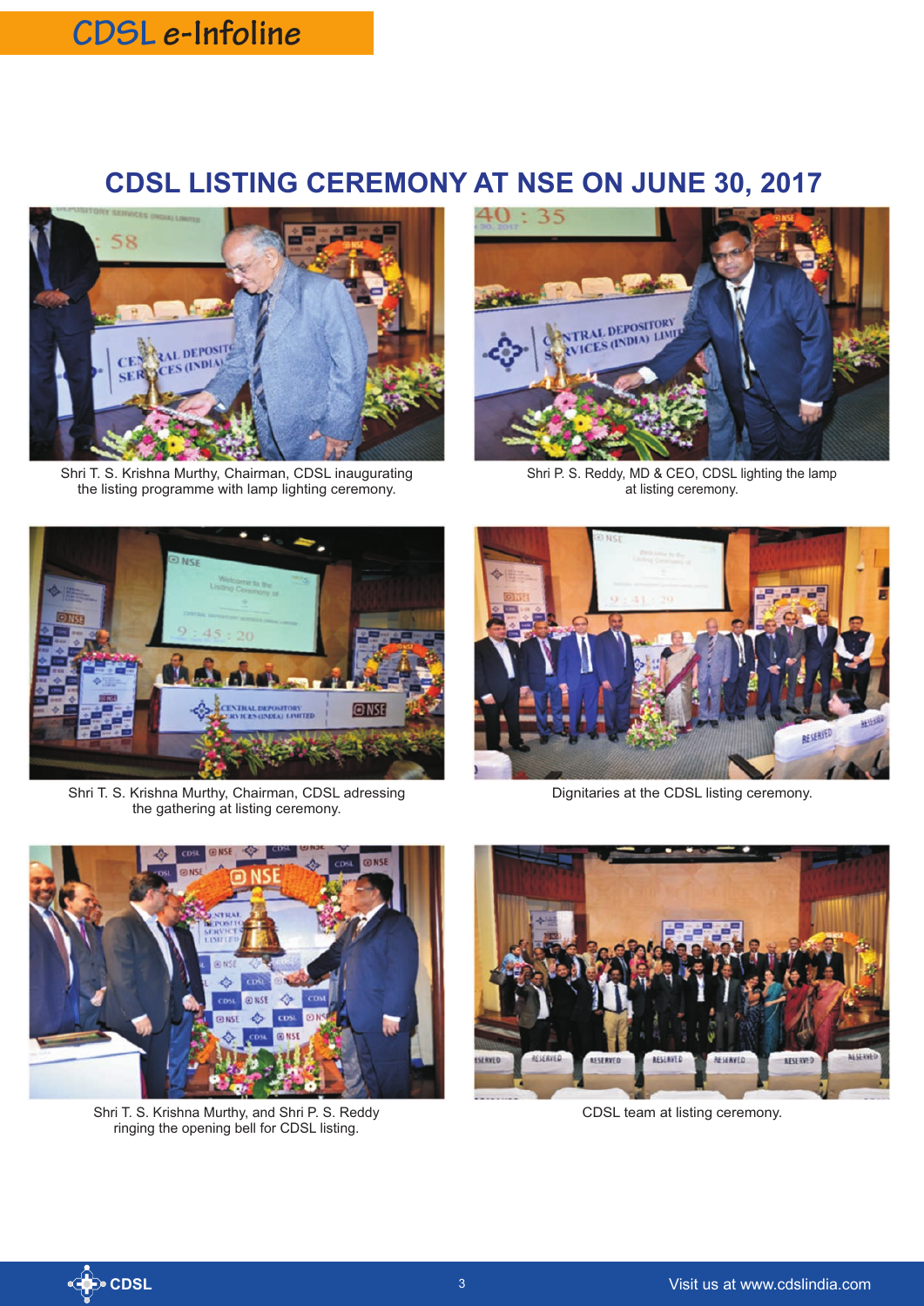# CDSL LISTING CEREMONY AT NSE ON JUNE 30, 2017

Shri T. S. Krishna Murthy, Chairman, CDSL inaugurating the listing programme with lamp lighting ceremony.

Shri P. S. Reddy, MD & CEO, CDSL lighting the lamp at listing ceremony.

Shri T. S. Krishna Murthy, Chairman, CDSL adressing the gathering at listing ceremony.

Dignitaries at the CDSL listing ceremony.

Shri T. S. Krishna Murthy, and Shri P. S. Reddy ringing the opening bell for CDSL listing.

CDSL team at listing ceremony.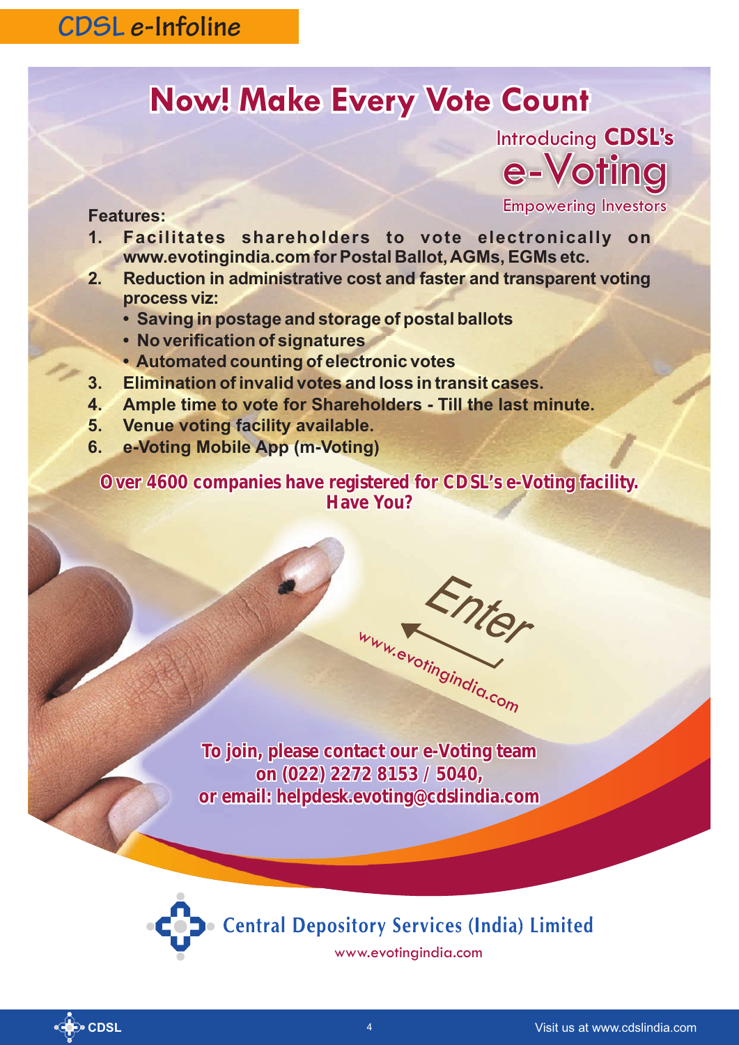# Now! Make Every Vote Count

Introducing **CDSL's**

## e-Voting

Empowering Investors

**Features:**

1. **Facilitates shareholders to vote electronically on www.evotingindia.com for Postal Ballot, AGMs, EGMs etc.**
2. **Reduction in administrative cost and faster and transparent voting process viz:**
   - **Saving in postage and storage of postal ballots**
   - **No verification of signatures**
   - **Automated counting of electronic votes**
3. **Elimination of invalid votes and loss in transit cases.**
4. **Ample time to vote for Shareholders - Till the last minute.**
5. **Venue voting facility available.**
6. **e-Voting Mobile App (m-Voting)**

**Over 4600 companies have registered for CDSL's e-Voting facility. Have You?**

Enter

www.evotingindia.com

**To join, please contact our e-Voting team on (022) 2272 8153 / 5040, or email: helpdesk.evoting@cdslindia.com**

Central Depository Services (India) Limited

www.evotingindia.com